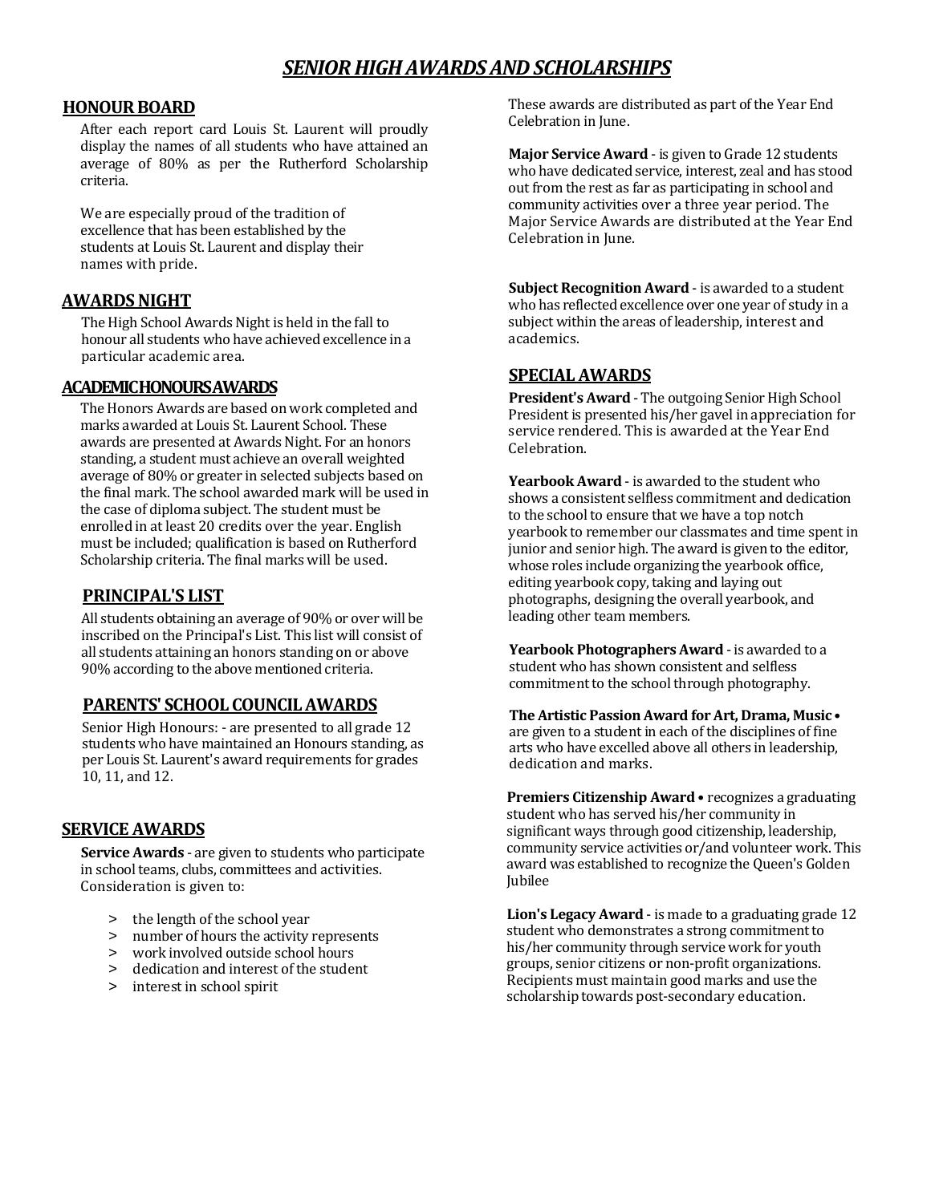# *SENIOR HIGH AWARDS AND SCHOLARSHIPS*

## HONOUR BOARD

After each report card Louis St. Laurent will proudly display the names of all students who have attained an average of 80% as per the Rutherford Scholarship criteria.

We are especially proud of the tradition of excellence that has been established by the students at Louis St. Laurent and display their names with pride.

## AWARDS NIGHT

The High School Awards Night is held in the fall to honour all students who have achieved excellence in a particular academic area.

## ACADEMIC HONOURS AWARDS

The Honors Awards are based on work completed and marks awarded at Louis St. Laurent School. These awards are presented at Awards Night. For an honors standing, a student must achieve an overall weighted average of 80% or greater in selected subjects based on the final mark. The school awarded mark will be used in the case of diploma subject. The student must be enrolled in at least 20 credits over the year. English must be included; qualification is based on Rutherford Scholarship criteria. The final marks will be used.

## PRINCIPAL'S LIST

All students obtaining an average of 90% or over will be inscribed on the Principal's List. This list will consist of all students attaining an honors standing on or above 90% according to the above mentioned criteria.

## PARENTS' SCHOOL COUNCIL AWARDS

Senior High Honours: - are presented to all grade 12 students who have maintained an Honours standing, as per Louis St. Laurent's award requirements for grades 10, 11, and 12.

## SERVICE AWARDS

**Service Awards** - are given to students who participate in school teams, clubs, committees and activities. Consideration is given to:

> the length of the school year
> number of hours the activity represents
> work involved outside school hours
> dedication and interest of the student
> interest in school spirit

These awards are distributed as part of the Year End Celebration in June.

**Major Service Award** - is given to Grade 12 students who have dedicated service, interest, zeal and has stood out from the rest as far as participating in school and community activities over a three year period. The Major Service Awards are distributed at the Year End Celebration in June.

**Subject Recognition Award** - is awarded to a student who has reflected excellence over one year of study in a subject within the areas of leadership, interest and academics.

## SPECIAL AWARDS

**President's Award** - The outgoing Senior High School President is presented his/her gavel in appreciation for service rendered. This is awarded at the Year End Celebration.

**Yearbook Award** - is awarded to the student who shows a consistent selfless commitment and dedication to the school to ensure that we have a top notch yearbook to remember our classmates and time spent in junior and senior high. The award is given to the editor, whose roles include organizing the yearbook office, editing yearbook copy, taking and laying out photographs, designing the overall yearbook, and leading other team members.

**Yearbook Photographers Award** - is awarded to a student who has shown consistent and selfless commitment to the school through photography.

**The Artistic Passion Award for Art, Drama, Music •** are given to a student in each of the disciplines of fine arts who have excelled above all others in leadership, dedication and marks.

**Premiers Citizenship Award •** recognizes a graduating student who has served his/her community in significant ways through good citizenship, leadership, community service activities or/and volunteer work. This award was established to recognize the Queen's Golden Jubilee

**Lion's Legacy Award** - is made to a graduating grade 12 student who demonstrates a strong commitment to his/her community through service work for youth groups, senior citizens or non-profit organizations. Recipients must maintain good marks and use the scholarship towards post-secondary education.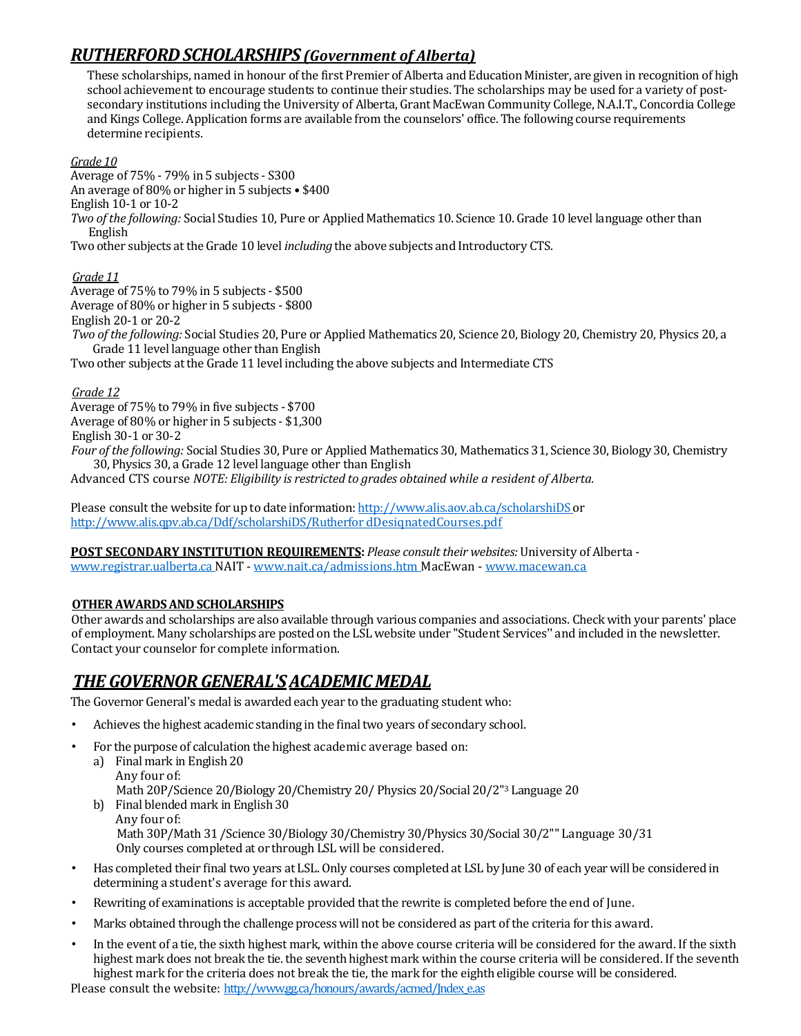## *RUTHERFORD SCHOLARSHIPS (Government of Alberta)*

These scholarships, named in honour of the first Premier of Alberta and Education Minister, are given in recognition of high school achievement to encourage students to continue their studies. The scholarships may be used for a variety of post-secondary institutions including the University of Alberta, Grant MacEwan Community College, N.A.I.T., Concordia College and Kings College. Application forms are available from the counselors' office. The following course requirements determine recipients.

*Grade 10*

Average of 75% - 79% in 5 subjects - S300
An average of 80% or higher in 5 subjects • $400
English 10-1 or 10-2
*Two of the following:* Social Studies 10, Pure or Applied Mathematics 10. Science 10. Grade 10 level language other than English
Two other subjects at the Grade 10 level *including* the above subjects and Introductory CTS.

*Grade 11*

Average of 75% to 79% in 5 subjects - $500
Average of 80% or higher in 5 subjects - $800
English 20-1 or 20-2
*Two of the following:* Social Studies 20, Pure or Applied Mathematics 20, Science 20, Biology 20, Chemistry 20, Physics 20, a Grade 11 level language other than English
Two other subjects at the Grade 11 level including the above subjects and Intermediate CTS

*Grade 12*

Average of 75% to 79% in five subjects - $700
Average of 80% or higher in 5 subjects - $1,300
English 30-1 or 30-2
*Four of the following:* Social Studies 30, Pure or Applied Mathematics 30, Mathematics 31, Science 30, Biology 30, Chemistry 30, Physics 30, a Grade 12 level language other than English
Advanced CTS course *NOTE: Eligibility is restricted to grades obtained while a resident of Alberta.*

Please consult the website for up to date information: http://www.alis.aov.ab.ca/scholarshiDS or http://www.alis.qpv.ab.ca/Ddf/scholarshiDS/Rutherfor dDesiqnatedCourses.pdf

**POST SECONDARY INSTITUTION REQUIREMENTS:** *Please consult their websites:* University of Alberta - www.registrar.ualberta.ca NAIT - www.nait.ca/admissions.htm MacEwan - www.macewan.ca

**OTHER AWARDS AND SCHOLARSHIPS**

Other awards and scholarships are also available through various companies and associations. Check with your parents' place of employment. Many scholarships are posted on the LSL website under "Student Services'' and included in the newsletter. Contact your counselor for complete information.

## *THE GOVERNOR GENERAL'S ACADEMIC MEDAL*

The Governor General's medal is awarded each year to the graduating student who:

- Achieves the highest academic standing in the final two years of secondary school.
- For the purpose of calculation the highest academic average based on:
  a) Final mark in English 20
     Any four of:
     Math 20P/Science 20/Biology 20/Chemistry 20/ Physics 20/Social 20/2"3 Language 20
  b) Final blended mark in English 30
     Any four of:
     Math 30P/Math 31 /Science 30/Biology 30/Chemistry 30/Physics 30/Social 30/2"" Language 30/31
     Only courses completed at or through LSL will be considered.
- Has completed their final two years at LSL. Only courses completed at LSL by June 30 of each year will be considered in determining a student's average for this award.
- Rewriting of examinations is acceptable provided that the rewrite is completed before the end of June.
- Marks obtained through the challenge process will not be considered as part of the criteria for this award.
- In the event of a tie, the sixth highest mark, within the above course criteria will be considered for the award. If the sixth highest mark does not break the tie. the seventh highest mark within the course criteria will be considered. If the seventh highest mark for the criteria does not break the tie, the mark for the eighth eligible course will be considered.

Please consult the website: http://www.gg.ca/honours/awards/acmed/Jndex_e.as